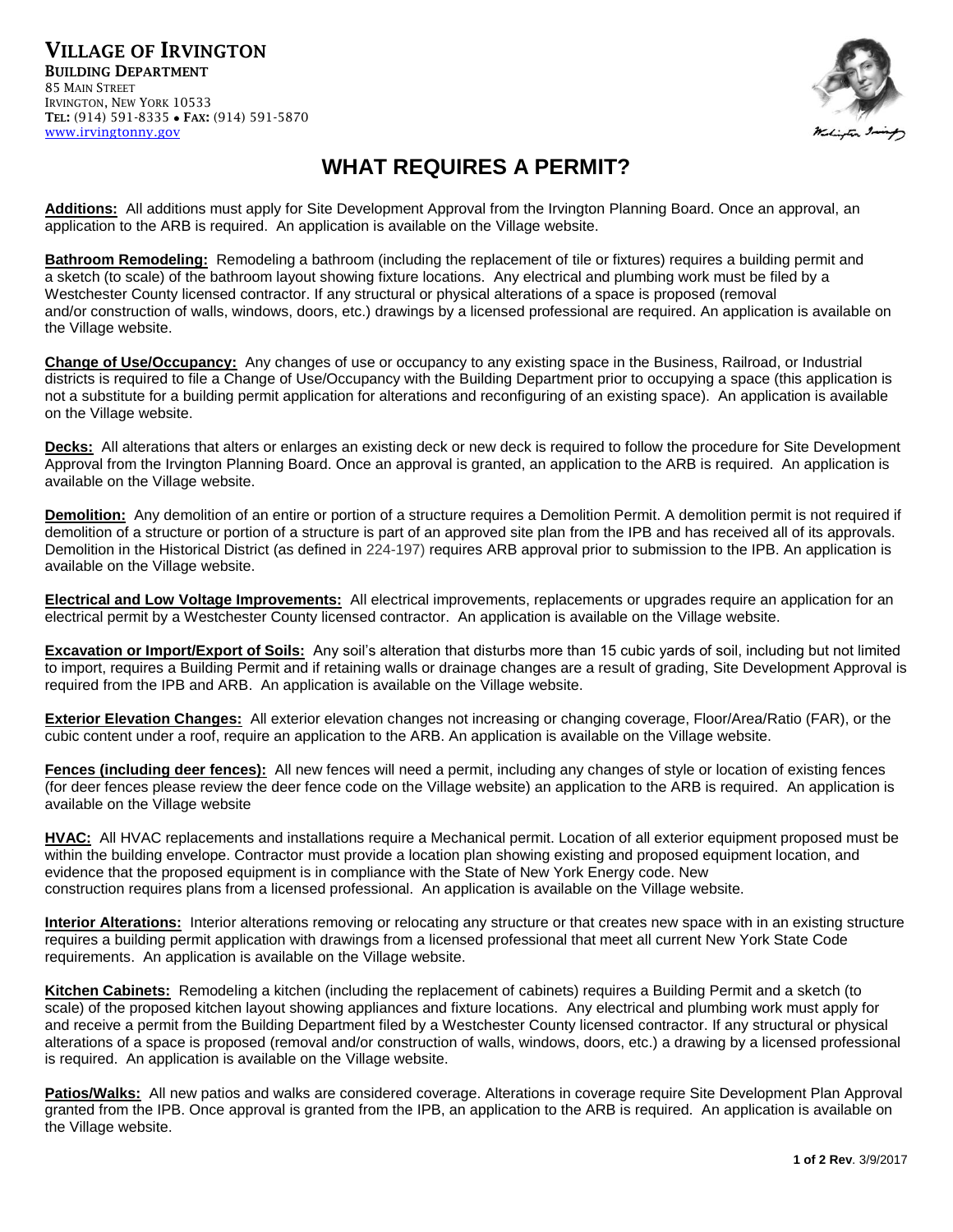**VILLAGE OF IRVINGTON**
**BUILDING DEPARTMENT**
85 MAIN STREET
IRVINGTON, NEW YORK 10533
**TEL:** (914) 591-8335 • **FAX:** (914) 591-5870
www.irvingtonny.gov

# WHAT REQUIRES A PERMIT?

**Additions:** All additions must apply for Site Development Approval from the Irvington Planning Board. Once an approval, an application to the ARB is required. An application is available on the Village website.

**Bathroom Remodeling:** Remodeling a bathroom (including the replacement of tile or fixtures) requires a building permit and a sketch (to scale) of the bathroom layout showing fixture locations. Any electrical and plumbing work must be filed by a Westchester County licensed contractor. If any structural or physical alterations of a space is proposed (removal and/or construction of walls, windows, doors, etc.) drawings by a licensed professional are required. An application is available on the Village website.

**Change of Use/Occupancy:** Any changes of use or occupancy to any existing space in the Business, Railroad, or Industrial districts is required to file a Change of Use/Occupancy with the Building Department prior to occupying a space (this application is not a substitute for a building permit application for alterations and reconfiguring of an existing space). An application is available on the Village website.

**Decks:** All alterations that alters or enlarges an existing deck or new deck is required to follow the procedure for Site Development Approval from the Irvington Planning Board. Once an approval is granted, an application to the ARB is required. An application is available on the Village website.

**Demolition:** Any demolition of an entire or portion of a structure requires a Demolition Permit. A demolition permit is not required if demolition of a structure or portion of a structure is part of an approved site plan from the IPB and has received all of its approvals. Demolition in the Historical District (as defined in 224-197) requires ARB approval prior to submission to the IPB. An application is available on the Village website.

**Electrical and Low Voltage Improvements:** All electrical improvements, replacements or upgrades require an application for an electrical permit by a Westchester County licensed contractor. An application is available on the Village website.

**Excavation or Import/Export of Soils:** Any soil's alteration that disturbs more than 15 cubic yards of soil, including but not limited to import, requires a Building Permit and if retaining walls or drainage changes are a result of grading, Site Development Approval is required from the IPB and ARB. An application is available on the Village website.

**Exterior Elevation Changes:** All exterior elevation changes not increasing or changing coverage, Floor/Area/Ratio (FAR), or the cubic content under a roof, require an application to the ARB. An application is available on the Village website.

**Fences (including deer fences):** All new fences will need a permit, including any changes of style or location of existing fences (for deer fences please review the deer fence code on the Village website) an application to the ARB is required. An application is available on the Village website

**HVAC:** All HVAC replacements and installations require a Mechanical permit. Location of all exterior equipment proposed must be within the building envelope. Contractor must provide a location plan showing existing and proposed equipment location, and evidence that the proposed equipment is in compliance with the State of New York Energy code. New construction requires plans from a licensed professional. An application is available on the Village website.

**Interior Alterations:** Interior alterations removing or relocating any structure or that creates new space with in an existing structure requires a building permit application with drawings from a licensed professional that meet all current New York State Code requirements. An application is available on the Village website.

**Kitchen Cabinets:** Remodeling a kitchen (including the replacement of cabinets) requires a Building Permit and a sketch (to scale) of the proposed kitchen layout showing appliances and fixture locations. Any electrical and plumbing work must apply for and receive a permit from the Building Department filed by a Westchester County licensed contractor. If any structural or physical alterations of a space is proposed (removal and/or construction of walls, windows, doors, etc.) a drawing by a licensed professional is required. An application is available on the Village website.

**Patios/Walks:** All new patios and walks are considered coverage. Alterations in coverage require Site Development Plan Approval granted from the IPB. Once approval is granted from the IPB, an application to the ARB is required. An application is available on the Village website.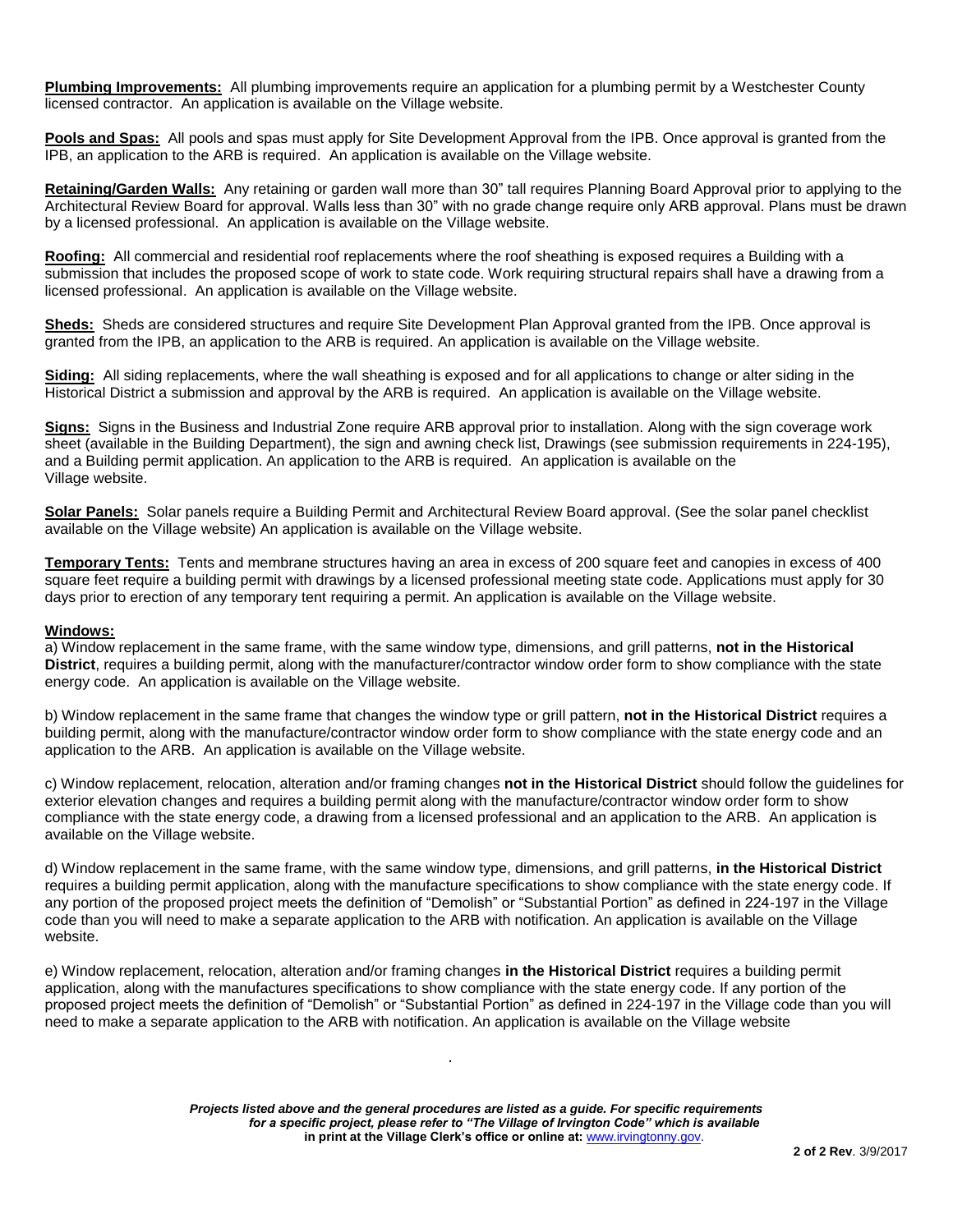**Plumbing Improvements:** All plumbing improvements require an application for a plumbing permit by a Westchester County licensed contractor. An application is available on the Village website.

**Pools and Spas:** All pools and spas must apply for Site Development Approval from the IPB. Once approval is granted from the IPB, an application to the ARB is required. An application is available on the Village website.

**Retaining/Garden Walls:** Any retaining or garden wall more than 30" tall requires Planning Board Approval prior to applying to the Architectural Review Board for approval. Walls less than 30" with no grade change require only ARB approval. Plans must be drawn by a licensed professional. An application is available on the Village website.

**Roofing:** All commercial and residential roof replacements where the roof sheathing is exposed requires a Building with a submission that includes the proposed scope of work to state code. Work requiring structural repairs shall have a drawing from a licensed professional. An application is available on the Village website.

**Sheds:** Sheds are considered structures and require Site Development Plan Approval granted from the IPB. Once approval is granted from the IPB, an application to the ARB is required. An application is available on the Village website.

**Siding:** All siding replacements, where the wall sheathing is exposed and for all applications to change or alter siding in the Historical District a submission and approval by the ARB is required. An application is available on the Village website.

**Signs:** Signs in the Business and Industrial Zone require ARB approval prior to installation. Along with the sign coverage work sheet (available in the Building Department), the sign and awning check list, Drawings (see submission requirements in 224-195), and a Building permit application. An application to the ARB is required. An application is available on the Village website.

**Solar Panels:** Solar panels require a Building Permit and Architectural Review Board approval. (See the solar panel checklist available on the Village website) An application is available on the Village website.

**Temporary Tents:** Tents and membrane structures having an area in excess of 200 square feet and canopies in excess of 400 square feet require a building permit with drawings by a licensed professional meeting state code. Applications must apply for 30 days prior to erection of any temporary tent requiring a permit. An application is available on the Village website.

**Windows:**

a) Window replacement in the same frame, with the same window type, dimensions, and grill patterns, **not in the Historical District**, requires a building permit, along with the manufacturer/contractor window order form to show compliance with the state energy code. An application is available on the Village website.

b) Window replacement in the same frame that changes the window type or grill pattern, **not in the Historical District** requires a building permit, along with the manufacture/contractor window order form to show compliance with the state energy code and an application to the ARB. An application is available on the Village website.

c) Window replacement, relocation, alteration and/or framing changes **not in the Historical District** should follow the guidelines for exterior elevation changes and requires a building permit along with the manufacture/contractor window order form to show compliance with the state energy code, a drawing from a licensed professional and an application to the ARB. An application is available on the Village website.

d) Window replacement in the same frame, with the same window type, dimensions, and grill patterns, **in the Historical District** requires a building permit application, along with the manufacture specifications to show compliance with the state energy code. If any portion of the proposed project meets the definition of "Demolish" or "Substantial Portion" as defined in 224-197 in the Village code than you will need to make a separate application to the ARB with notification. An application is available on the Village website.

e) Window replacement, relocation, alteration and/or framing changes **in the Historical District** requires a building permit application, along with the manufactures specifications to show compliance with the state energy code. If any portion of the proposed project meets the definition of "Demolish" or "Substantial Portion" as defined in 224-197 in the Village code than you will need to make a separate application to the ARB with notification. An application is available on the Village website

***Projects listed above and the general procedures are listed as a guide. For specific requirements for a specific project, please refer to "The Village of Irvington Code" which is available*** **in print at the Village Clerk's office or online at:** www.irvingtonny.gov.

**Rev**. 3/9/2017